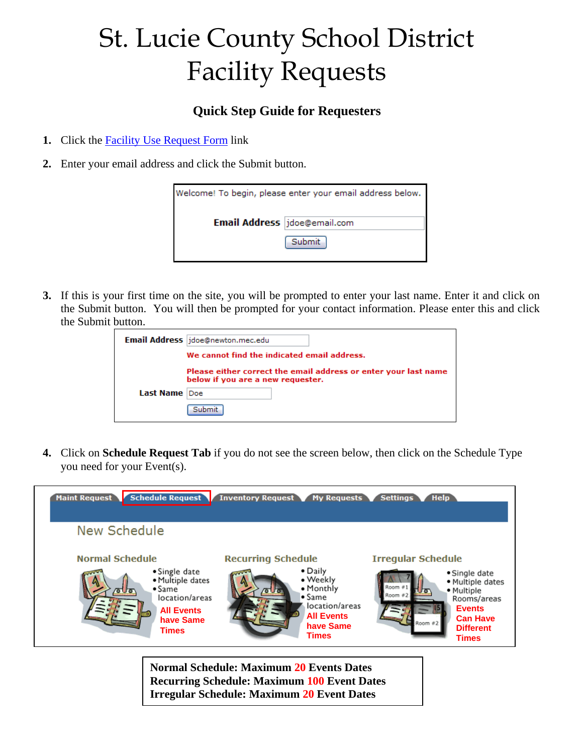# St. Lucie County School District Facility Requests

## Quick Step Guide for Requesters

1. Click the Facility Use Request Form link

2. Enter your email address and click the Submit button.

Welcome! To begin, please enter your email address below.

**Email Address** jdoe@email.com

Submit

3. If this is your first time on the site, you will be prompted to enter your last name. Enter it and click on the Submit button. You will then be prompted for your contact information. Please enter this and click the Submit button.

**Email Address** jdoe@newton.mec.edu

**We cannot find the indicated email address.**

**Please either correct the email address or enter your last name below if you are a new requester.**

**Last Name** Doe

Submit

4. Click on **Schedule Request Tab** if you do not see the screen below, then click on the Schedule Type you need for your Event(s).

Maint Request | Schedule Request | Inventory Request | My Requests | Settings | Help

New Schedule

**Normal Schedule**
- Single date
- Multiple dates
- Same location/areas

**All Events have Same Times**

**Recurring Schedule**
- Daily
- Weekly
- Monthly
- Same location/areas

**All Events have Same Times**

**Irregular Schedule**
- Single date
- Multiple dates
- Multiple Rooms/areas

**Events Can Have Different Times**

**Normal Schedule: Maximum 20 Events Dates**
**Recurring Schedule: Maximum 100 Event Dates**
**Irregular Schedule: Maximum 20 Event Dates**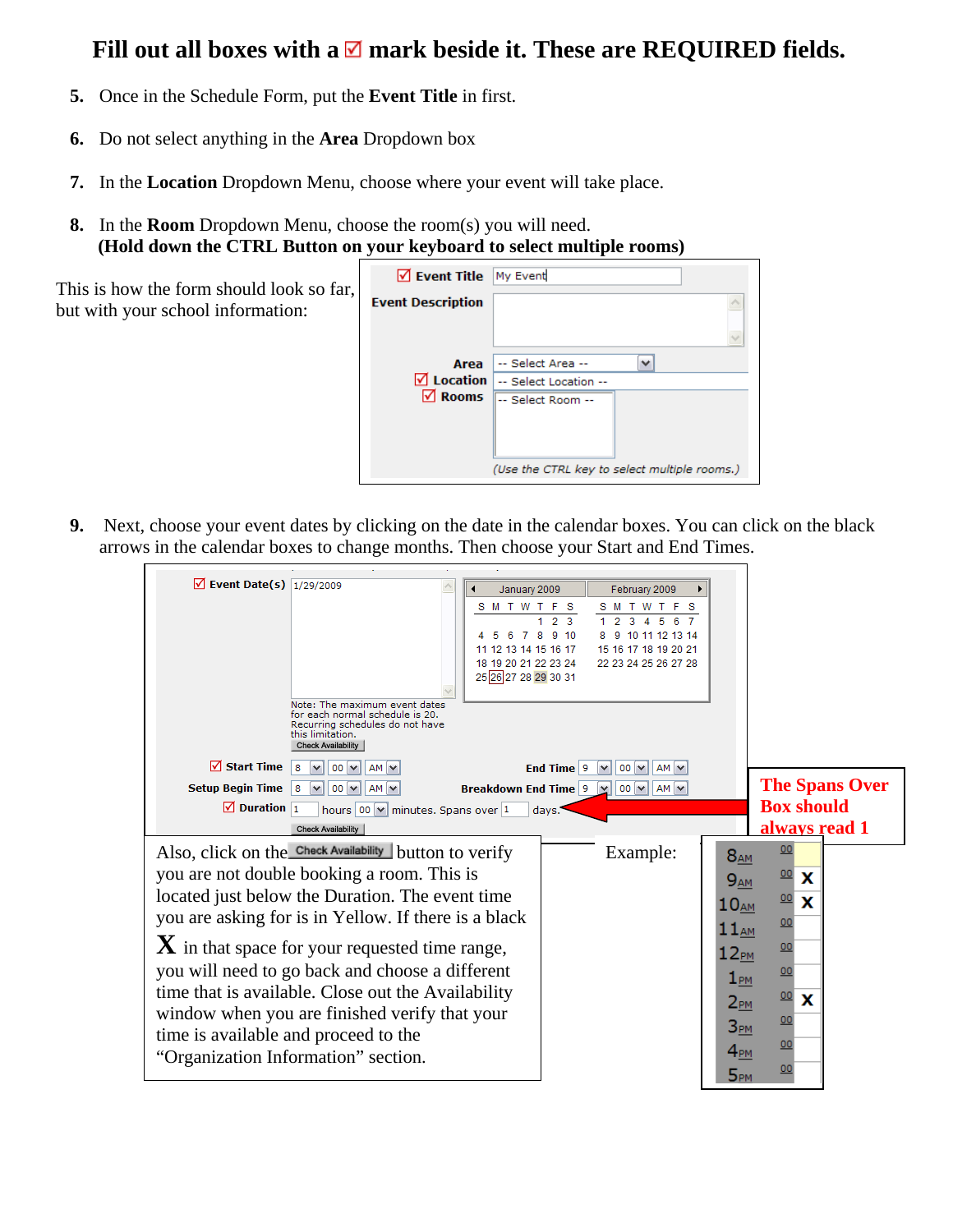# Fill out all boxes with a ☑ mark beside it. These are REQUIRED fields.

5. Once in the Schedule Form, put the **Event Title** in first.

6. Do not select anything in the **Area** Dropdown box

7. In the **Location** Dropdown Menu, choose where your event will take place.

8. In the **Room** Dropdown Menu, choose the room(s) you will need.
   **(Hold down the CTRL Button on your keyboard to select multiple rooms)**

This is how the form should look so far, but with your school information:

☑ Event Title: My Event

Event Description

Area: -- Select Area --
☑ Location: -- Select Location --
☑ Rooms: -- Select Room --

(Use the CTRL key to select multiple rooms.)

9. Next, choose your event dates by clicking on the date in the calendar boxes. You can click on the black arrows in the calendar boxes to change months. Then choose your Start and End Times.

☑ Event Date(s): 1/29/2009

Note: The maximum event dates for each normal schedule is 20. Recurring schedules do not have this limitation.

Check Availability

☑ Start Time: 8 : 00 AM — End Time: 9 : 00 AM

Setup Begin Time: 8 : 00 AM — Breakdown End Time: 9 : 00 AM

☑ Duration: 1 hours 00 minutes. Spans over 1 days.

Check Availability

**The Spans Over Box should always read 1**

Also, click on the Check Availability button to verify you are not double booking a room. This is located just below the Duration. The event time you are asking for is in Yellow. If there is a black **X** in that space for your requested time range, you will need to go back and choose a different time that is available. Close out the Availability window when you are finished verify that your time is available and proceed to the "Organization Information" section.

Example:

| Time | | |
|---|---|---|
| 8AM | 00 | |
| 9AM | 00 | X |
| 10AM | 00 | X |
| 11AM | 00 | |
| 12PM | 00 | |
| 1PM | 00 | |
| 2PM | 00 | X |
| 3PM | 00 | |
| 4PM | 00 | |
| 5PM | 00 | |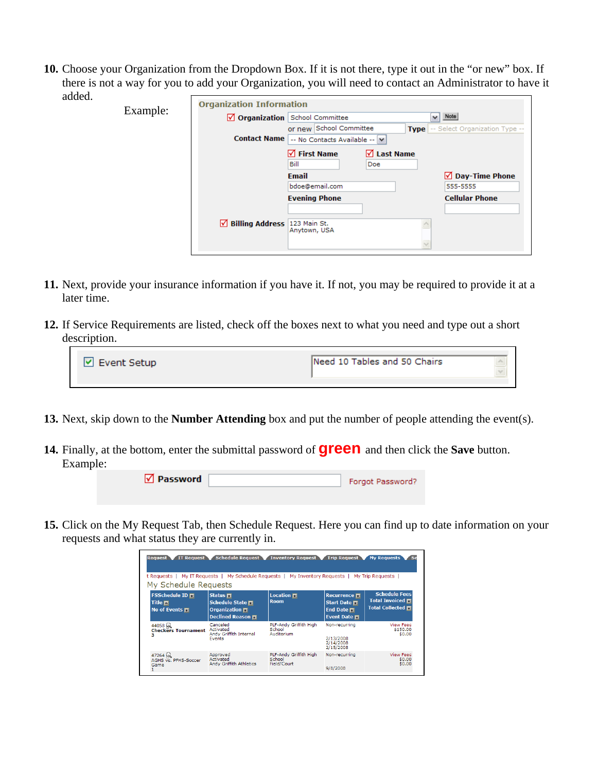10. Choose your Organization from the Dropdown Box. If it is not there, type it out in the "or new" box. If there is not a way for you to add your Organization, you will need to contact an Administrator to have it added.

    Example:

11. Next, provide your insurance information if you have it. If not, you may be required to provide it at a later time.

12. If Service Requirements are listed, check off the boxes next to what you need and type out a short description.

13. Next, skip down to the **Number Attending** box and put the number of people attending the event(s).

14. Finally, at the bottom, enter the submittal password of **green** and then click the **Save** button.
    Example:

15. Click on the My Request Tab, then Schedule Request. Here you can find up to date information on your requests and what status they are currently in.